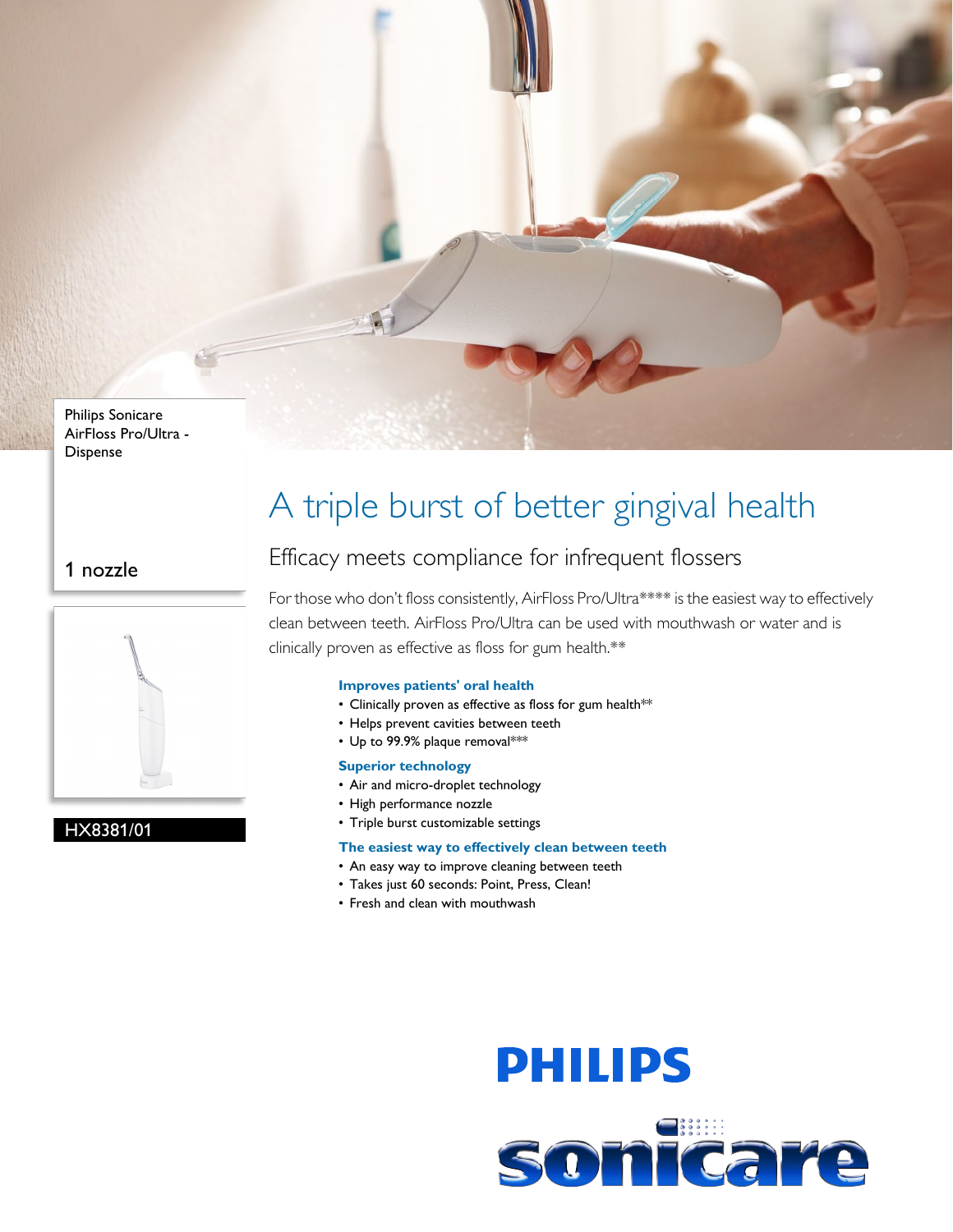Philips Sonicare AirFloss Pro/Ultra - Dispense

1 nozzle

HX8381/01

# A triple burst of better gingival health

## Efficacy meets compliance for infrequent flossers

For those who don't floss consistently, AirFloss Pro/Ultra**** is the easiest way to effectively clean between teeth. AirFloss Pro/Ultra can be used with mouthwash or water and is clinically proven as effective as floss for gum health.**

### Improves patients' oral health

- Clinically proven as effective as floss for gum health**
- Helps prevent cavities between teeth
- Up to 99.9% plaque removal***

### Superior technology

- Air and micro-droplet technology
- High performance nozzle
- Triple burst customizable settings

### The easiest way to effectively clean between teeth

- An easy way to improve cleaning between teeth
- Takes just 60 seconds: Point, Press, Clean!
- Fresh and clean with mouthwash

PHILIPS

sonicare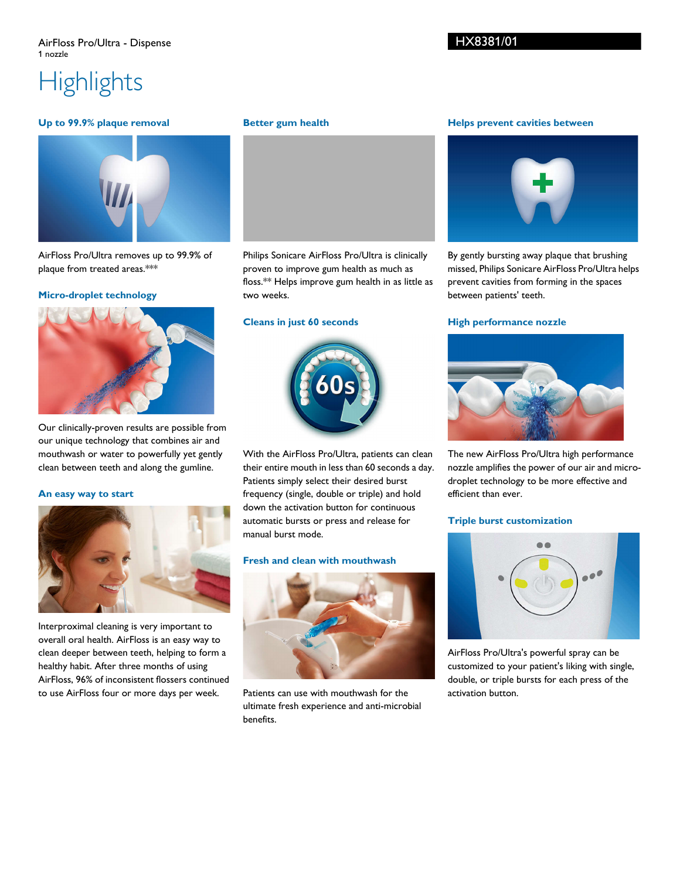AirFloss Pro/Ultra - Dispense
1 nozzle

HX8381/01

# Highlights

### Up to 99.9% plaque removal

AirFloss Pro/Ultra removes up to 99.9% of plaque from treated areas.***

### Micro-droplet technology

Our clinically-proven results are possible from our unique technology that combines air and mouthwash or water to powerfully yet gently clean between teeth and along the gumline.

### An easy way to start

Interproximal cleaning is very important to overall oral health. AirFloss is an easy way to clean deeper between teeth, helping to form a healthy habit. After three months of using AirFloss, 96% of inconsistent flossers continued to use AirFloss four or more days per week.

### Better gum health

Philips Sonicare AirFloss Pro/Ultra is clinically proven to improve gum health as much as floss.** Helps improve gum health in as little as two weeks.

### Cleans in just 60 seconds

With the AirFloss Pro/Ultra, patients can clean their entire mouth in less than 60 seconds a day. Patients simply select their desired burst frequency (single, double or triple) and hold down the activation button for continuous automatic bursts or press and release for manual burst mode.

### Fresh and clean with mouthwash

Patients can use with mouthwash for the ultimate fresh experience and anti-microbial benefits.

### Helps prevent cavities between

By gently bursting away plaque that brushing missed, Philips Sonicare AirFloss Pro/Ultra helps prevent cavities from forming in the spaces between patients' teeth.

### High performance nozzle

The new AirFloss Pro/Ultra high performance nozzle amplifies the power of our air and micro-droplet technology to be more effective and efficient than ever.

### Triple burst customization

AirFloss Pro/Ultra's powerful spray can be customized to your patient's liking with single, double, or triple bursts for each press of the activation button.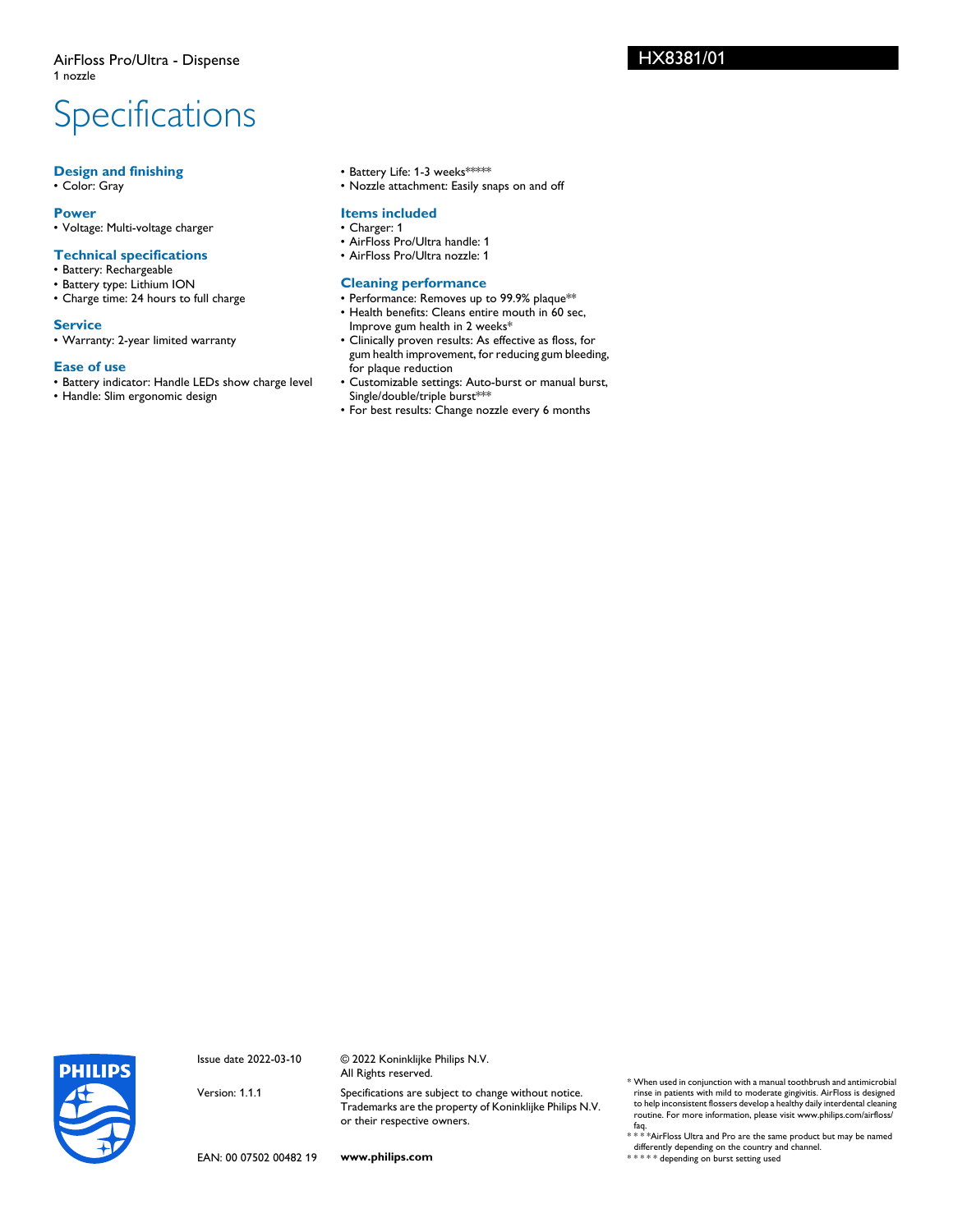AirFloss Pro/Ultra - Dispense
1 nozzle

**HX8381/01**

# Specifications

### Design and finishing
- Color: Gray

### Power
- Voltage: Multi-voltage charger

### Technical specifications
- Battery: Rechargeable
- Battery type: Lithium ION
- Charge time: 24 hours to full charge

### Service
- Warranty: 2-year limited warranty

### Ease of use
- Battery indicator: Handle LEDs show charge level
- Handle: Slim ergonomic design
- Battery Life: 1-3 weeks*****
- Nozzle attachment: Easily snaps on and off

### Items included
- Charger: 1
- AirFloss Pro/Ultra handle: 1
- AirFloss Pro/Ultra nozzle: 1

### Cleaning performance
- Performance: Removes up to 99.9% plaque**
- Health benefits: Cleans entire mouth in 60 sec, Improve gum health in 2 weeks*
- Clinically proven results: As effective as floss, for gum health improvement, for reducing gum bleeding, for plaque reduction
- Customizable settings: Auto-burst or manual burst, Single/double/triple burst***
- For best results: Change nozzle every 6 months

Issue date 2022-03-10

Version: 1.1.1

EAN: 00 07502 00482 19

© 2022 Koninklijke Philips N.V.
All Rights reserved.

Specifications are subject to change without notice. Trademarks are the property of Koninklijke Philips N.V. or their respective owners.

**www.philips.com**

\* When used in conjunction with a manual toothbrush and antimicrobial rinse in patients with mild to moderate gingivitis. AirFloss is designed to help inconsistent flossers develop a healthy daily interdental cleaning routine. For more information, please visit www.philips.com/airfloss/faq.

\* \* \* \*AirFloss Ultra and Pro are the same product but may be named differently depending on the country and channel.

\* \* \* \* \* depending on burst setting used